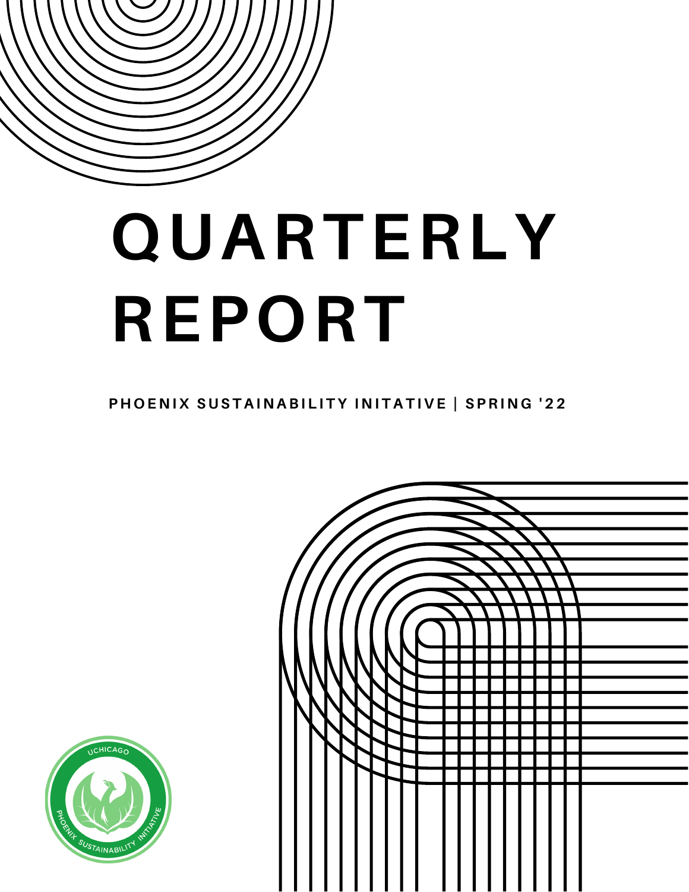# QUARTERLY REPORT

**PHOENIX SUSTAINABILITY INITATIVE | SPRING '22**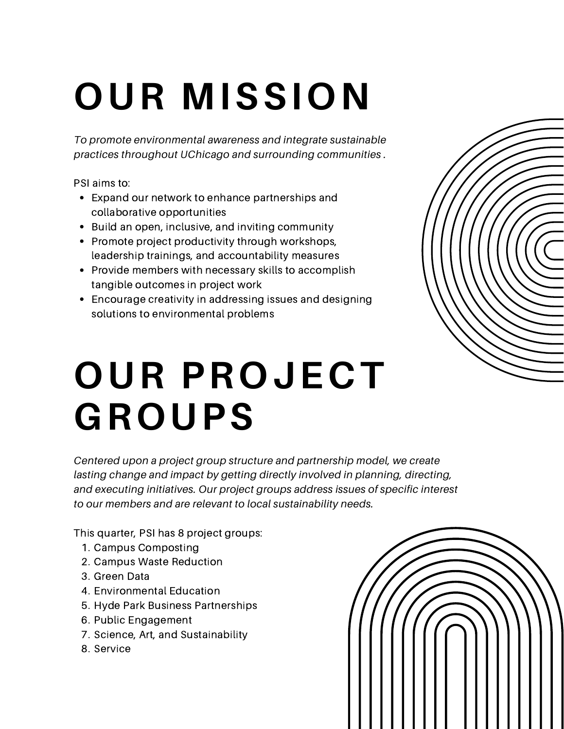# OUR MISSION

*To promote environmental awareness and integrate sustainable practices throughout UChicago and surrounding communities .*

PSI aims to:

- Expand our network to enhance partnerships and collaborative opportunities
- Build an open, inclusive, and inviting community
- Promote project productivity through workshops, leadership trainings, and accountability measures
- Provide members with necessary skills to accomplish tangible outcomes in project work
- Encourage creativity in addressing issues and designing solutions to environmental problems

# OUR PROJECT GROUPS

*Centered upon a project group structure and partnership model, we create lasting change and impact by getting directly involved in planning, directing, and executing initiatives. Our project groups address issues of specific interest to our members and are relevant to local sustainability needs.*

This quarter, PSI has 8 project groups:

1. Campus Composting
2. Campus Waste Reduction
3. Green Data
4. Environmental Education
5. Hyde Park Business Partnerships
6. Public Engagement
7. Science, Art, and Sustainability
8. Service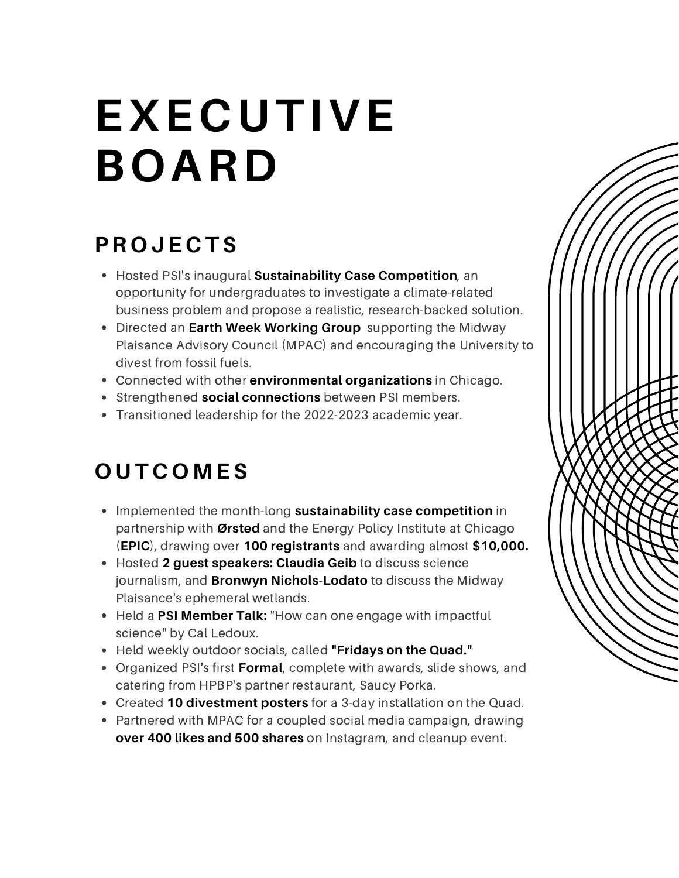# EXECUTIVE BOARD

## PROJECTS

- Hosted PSI's inaugural **Sustainability Case Competition**, an opportunity for undergraduates to investigate a climate-related business problem and propose a realistic, research-backed solution.
- Directed an **Earth Week Working Group** supporting the Midway Plaisance Advisory Council (MPAC) and encouraging the University to divest from fossil fuels.
- Connected with other **environmental organizations** in Chicago.
- Strengthened **social connections** between PSI members.
- Transitioned leadership for the 2022-2023 academic year.

## OUTCOMES

- Implemented the month-long **sustainability case competition** in partnership with **Ørsted** and the Energy Policy Institute at Chicago (**EPIC**), drawing over **100 registrants** and awarding almost **$10,000.**
- Hosted **2 guest speakers: Claudia Geib** to discuss science journalism, and **Bronwyn Nichols-Lodato** to discuss the Midway Plaisance's ephemeral wetlands.
- Held a **PSI Member Talk:** "How can one engage with impactful science" by Cal Ledoux.
- Held weekly outdoor socials, called **"Fridays on the Quad."**
- Organized PSI's first **Formal**, complete with awards, slide shows, and catering from HPBP's partner restaurant, Saucy Porka.
- Created **10 divestment posters** for a 3-day installation on the Quad.
- Partnered with MPAC for a coupled social media campaign, drawing **over 400 likes and 500 shares** on Instagram, and cleanup event.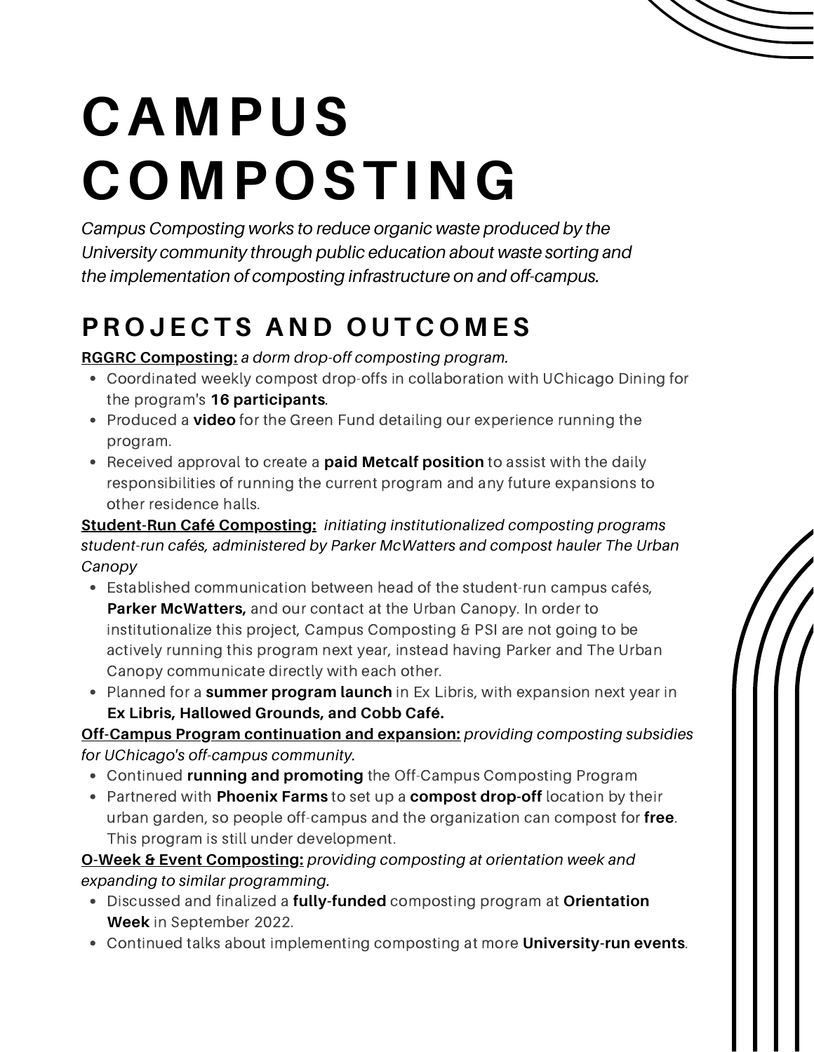# CAMPUS COMPOSTING

*Campus Composting works to reduce organic waste produced by the University community through public education about waste sorting and the implementation of composting infrastructure on and off-campus.*

## PROJECTS AND OUTCOMES

**RGGRC Composting:** *a dorm drop-off composting program.*

- Coordinated weekly compost drop-offs in collaboration with UChicago Dining for the program's **16 participants**.
- Produced a **video** for the Green Fund detailing our experience running the program.
- Received approval to create a **paid Metcalf position** to assist with the daily responsibilities of running the current program and any future expansions to other residence halls.

**Student-Run Café Composting:** *initiating institutionalized composting programs student-run cafés, administered by Parker McWatters and compost hauler The Urban Canopy*

- Established communication between head of the student-run campus cafés, **Parker McWatters,** and our contact at the Urban Canopy. In order to institutionalize this project, Campus Composting & PSI are not going to be actively running this program next year, instead having Parker and The Urban Canopy communicate directly with each other.
- Planned for a **summer program launch** in Ex Libris, with expansion next year in **Ex Libris, Hallowed Grounds, and Cobb Café.**

**Off-Campus Program continuation and expansion:** *providing composting subsidies for UChicago's off-campus community.*

- Continued **running and promoting** the Off-Campus Composting Program
- Partnered with **Phoenix Farms** to set up a **compost drop-off** location by their urban garden, so people off-campus and the organization can compost for **free**. This program is still under development.

**O-Week & Event Composting:** *providing composting at orientation week and expanding to similar programming.*

- Discussed and finalized a **fully-funded** composting program at **Orientation Week** in September 2022.
- Continued talks about implementing composting at more **University-run events**.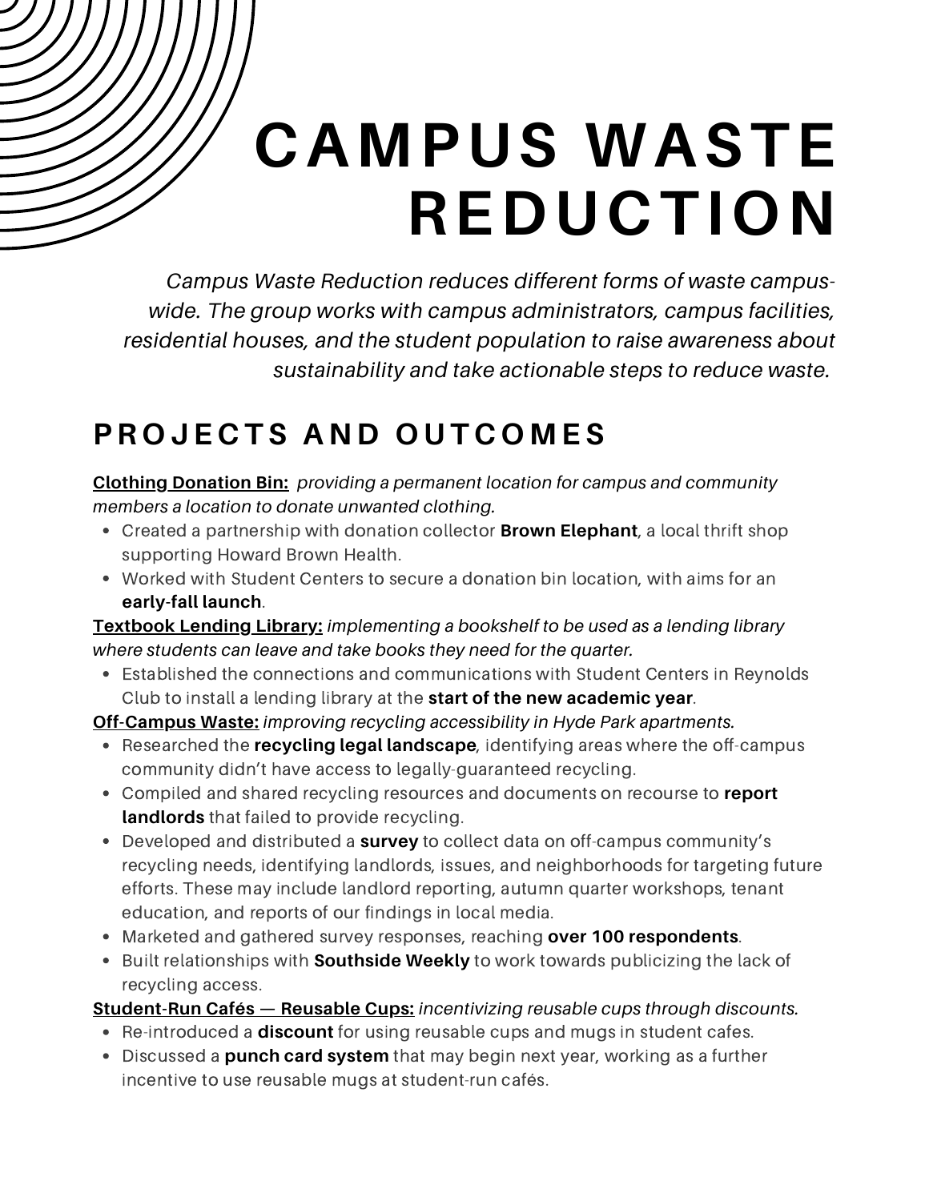# CAMPUS WASTE REDUCTION

*Campus Waste Reduction reduces different forms of waste campus-wide. The group works with campus administrators, campus facilities, residential houses, and the student population to raise awareness about sustainability and take actionable steps to reduce waste.*

## PROJECTS AND OUTCOMES

**Clothing Donation Bin:** *providing a permanent location for campus and community members a location to donate unwanted clothing.*

- Created a partnership with donation collector **Brown Elephant**, a local thrift shop supporting Howard Brown Health.
- Worked with Student Centers to secure a donation bin location, with aims for an **early-fall launch**.

**Textbook Lending Library:** *implementing a bookshelf to be used as a lending library where students can leave and take books they need for the quarter.*

- Established the connections and communications with Student Centers in Reynolds Club to install a lending library at the **start of the new academic year**.

**Off-Campus Waste:** *improving recycling accessibility in Hyde Park apartments.*

- Researched the **recycling legal landscape**, identifying areas where the off-campus community didn't have access to legally-guaranteed recycling.
- Compiled and shared recycling resources and documents on recourse to **report landlords** that failed to provide recycling.
- Developed and distributed a **survey** to collect data on off-campus community's recycling needs, identifying landlords, issues, and neighborhoods for targeting future efforts. These may include landlord reporting, autumn quarter workshops, tenant education, and reports of our findings in local media.
- Marketed and gathered survey responses, reaching **over 100 respondents**.
- Built relationships with **Southside Weekly** to work towards publicizing the lack of recycling access.

**Student-Run Cafés — Reusable Cups:** *incentivizing reusable cups through discounts.*

- Re-introduced a **discount** for using reusable cups and mugs in student cafes.
- Discussed a **punch card system** that may begin next year, working as a further incentive to use reusable mugs at student-run cafés.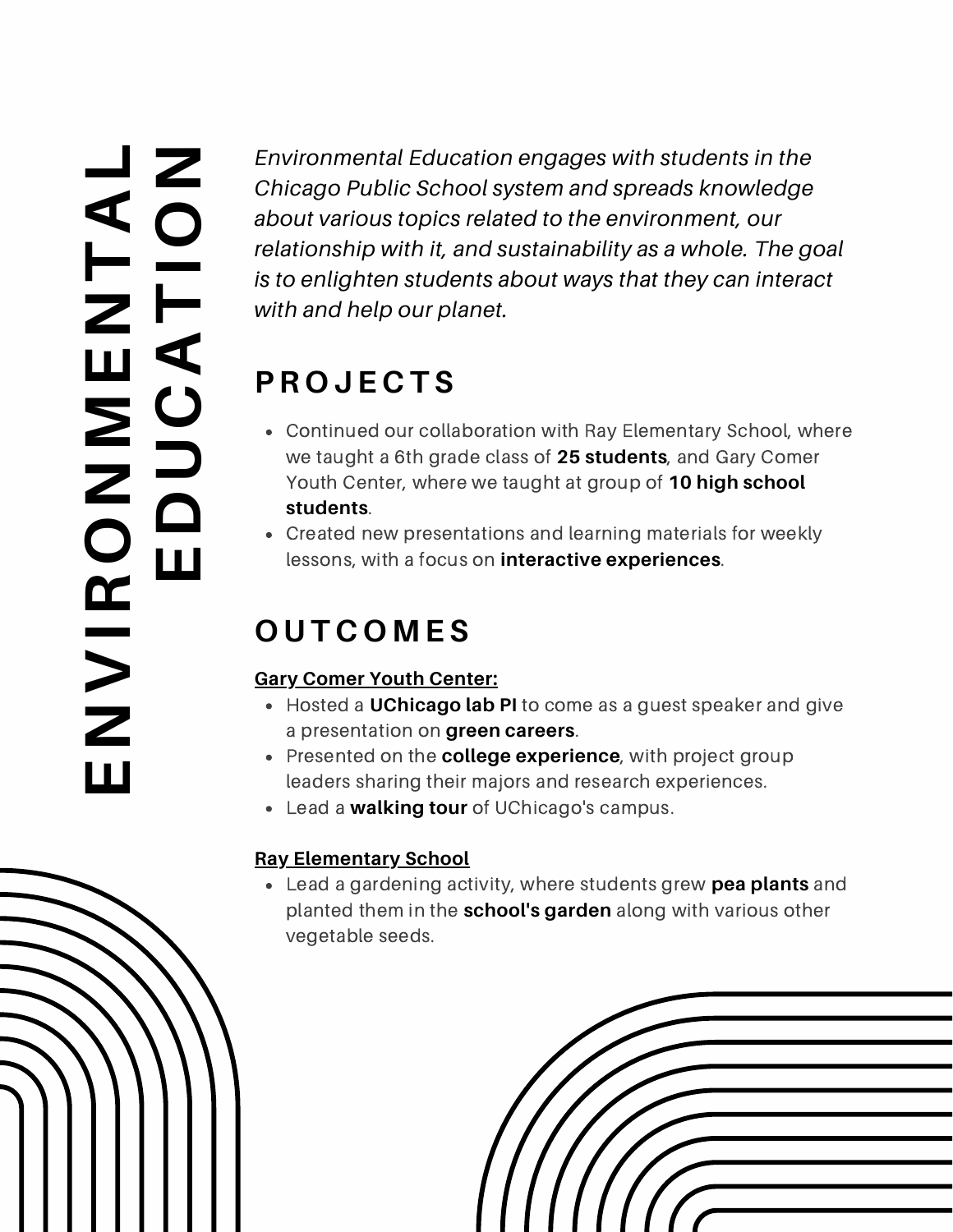# ENVIRONMENTAL EDUCATION

*Environmental Education engages with students in the Chicago Public School system and spreads knowledge about various topics related to the environment, our relationship with it, and sustainability as a whole. The goal is to enlighten students about ways that they can interact with and help our planet.*

## PROJECTS

- Continued our collaboration with Ray Elementary School, where we taught a 6th grade class of **25 students**, and Gary Comer Youth Center, where we taught at group of **10 high school students**.
- Created new presentations and learning materials for weekly lessons, with a focus on **interactive experiences**.

## OUTCOMES

**Gary Comer Youth Center:**

- Hosted a **UChicago lab PI** to come as a guest speaker and give a presentation on **green careers**.
- Presented on the **college experience**, with project group leaders sharing their majors and research experiences.
- Lead a **walking tour** of UChicago's campus.

**Ray Elementary School**

- Lead a gardening activity, where students grew **pea plants** and planted them in the **school's garden** along with various other vegetable seeds.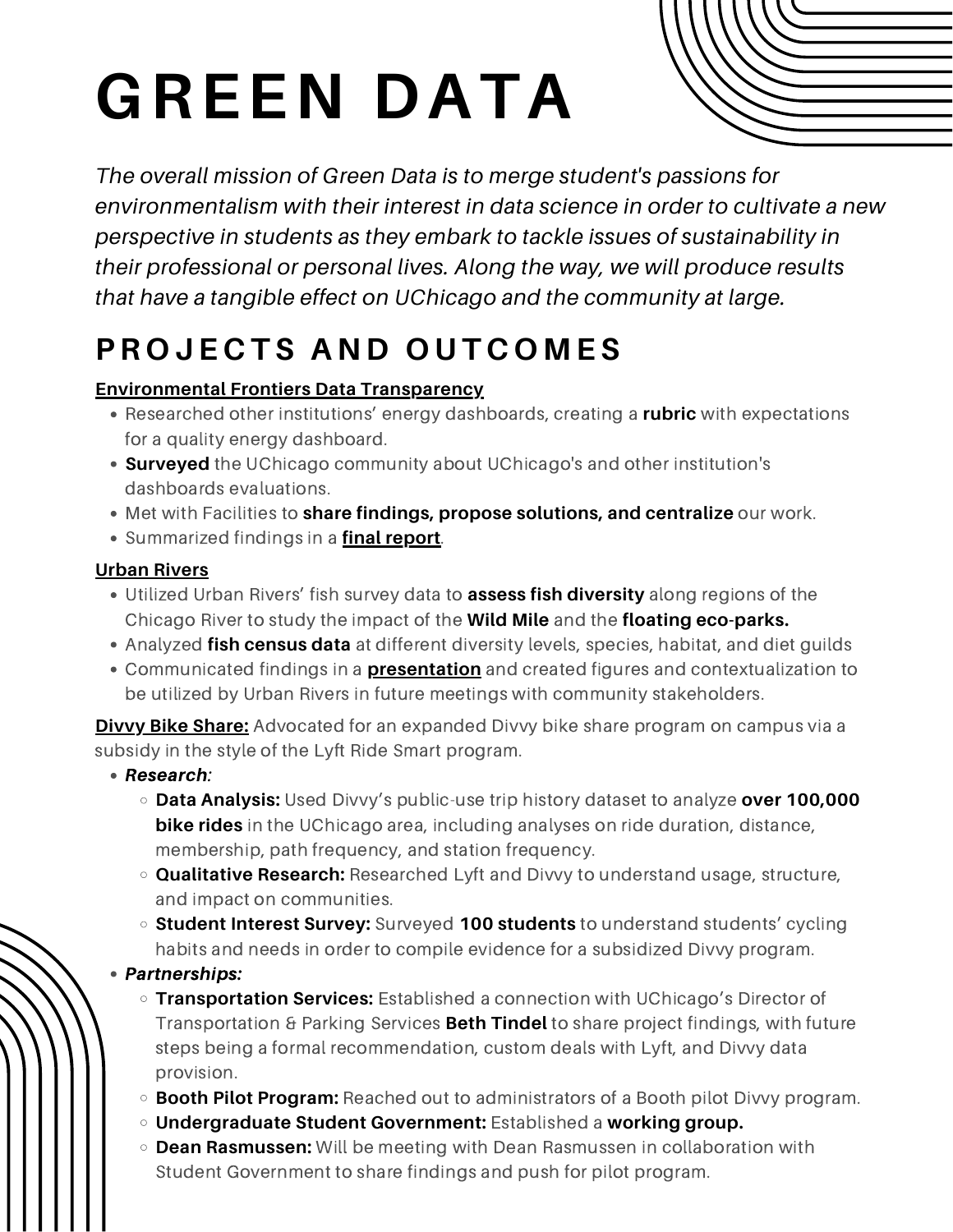# GREEN DATA

*The overall mission of Green Data is to merge student's passions for environmentalism with their interest in data science in order to cultivate a new perspective in students as they embark to tackle issues of sustainability in their professional or personal lives. Along the way, we will produce results that have a tangible effect on UChicago and the community at large.*

## PROJECTS AND OUTCOMES

**Environmental Frontiers Data Transparency**

- Researched other institutions' energy dashboards, creating a **rubric** with expectations for a quality energy dashboard.
- **Surveyed** the UChicago community about UChicago's and other institution's dashboards evaluations.
- Met with Facilities to **share findings, propose solutions, and centralize** our work.
- Summarized findings in a **final report**.

**Urban Rivers**

- Utilized Urban Rivers' fish survey data to **assess fish diversity** along regions of the Chicago River to study the impact of the **Wild Mile** and the **floating eco-parks.**
- Analyzed **fish census data** at different diversity levels, species, habitat, and diet guilds
- Communicated findings in a **presentation** and created figures and contextualization to be utilized by Urban Rivers in future meetings with community stakeholders.

**Divvy Bike Share:** Advocated for an expanded Divvy bike share program on campus via a subsidy in the style of the Lyft Ride Smart program.

- ***Research:***
  - **Data Analysis:** Used Divvy's public-use trip history dataset to analyze **over 100,000 bike rides** in the UChicago area, including analyses on ride duration, distance, membership, path frequency, and station frequency.
  - **Qualitative Research:** Researched Lyft and Divvy to understand usage, structure, and impact on communities.
  - **Student Interest Survey:** Surveyed **100 students** to understand students' cycling habits and needs in order to compile evidence for a subsidized Divvy program.
- ***Partnerships:***
  - **Transportation Services:** Established a connection with UChicago's Director of Transportation & Parking Services **Beth Tindel** to share project findings, with future steps being a formal recommendation, custom deals with Lyft, and Divvy data provision.
  - **Booth Pilot Program:** Reached out to administrators of a Booth pilot Divvy program.
  - **Undergraduate Student Government:** Established a **working group.**
  - **Dean Rasmussen:** Will be meeting with Dean Rasmussen in collaboration with Student Government to share findings and push for pilot program.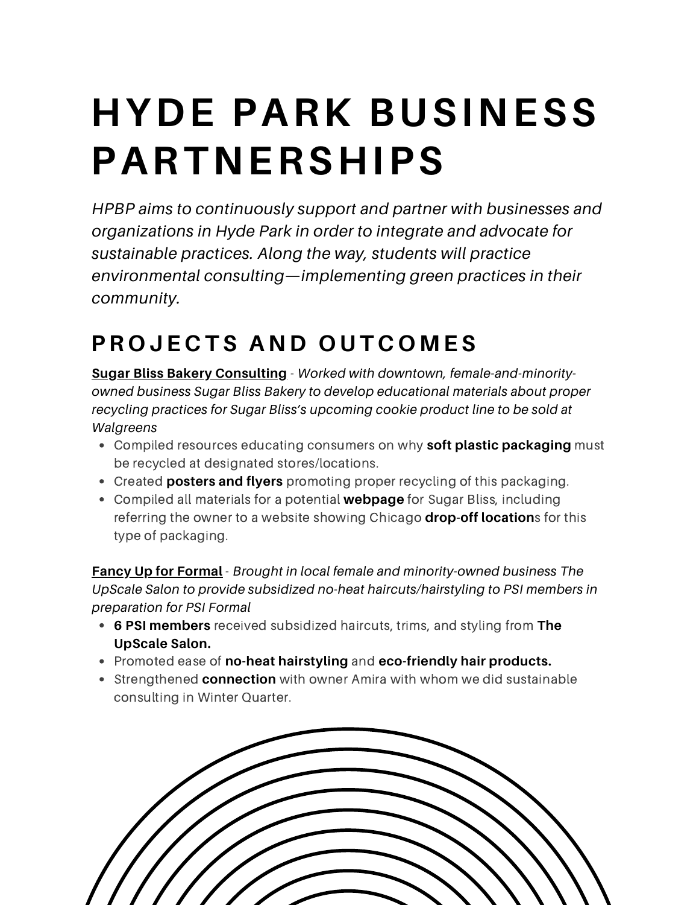# HYDE PARK BUSINESS PARTNERSHIPS

*HPBP aims to continuously support and partner with businesses and organizations in Hyde Park in order to integrate and advocate for sustainable practices. Along the way, students will practice environmental consulting—implementing green practices in their community.*

## PROJECTS AND OUTCOMES

**Sugar Bliss Bakery Consulting** - *Worked with downtown, female-and-minority-owned business Sugar Bliss Bakery to develop educational materials about proper recycling practices for Sugar Bliss's upcoming cookie product line to be sold at Walgreens*

- Compiled resources educating consumers on why **soft plastic packaging** must be recycled at designated stores/locations.
- Created **posters and flyers** promoting proper recycling of this packaging.
- Compiled all materials for a potential **webpage** for Sugar Bliss, including referring the owner to a website showing Chicago **drop-off location**s for this type of packaging.

**Fancy Up for Formal** - *Brought in local female and minority-owned business The UpScale Salon to provide subsidized no-heat haircuts/hairstyling to PSI members in preparation for PSI Formal*

- **6 PSI members** received subsidized haircuts, trims, and styling from **The UpScale Salon.**
- Promoted ease of **no-heat hairstyling** and **eco-friendly hair products.**
- Strengthened **connection** with owner Amira with whom we did sustainable consulting in Winter Quarter.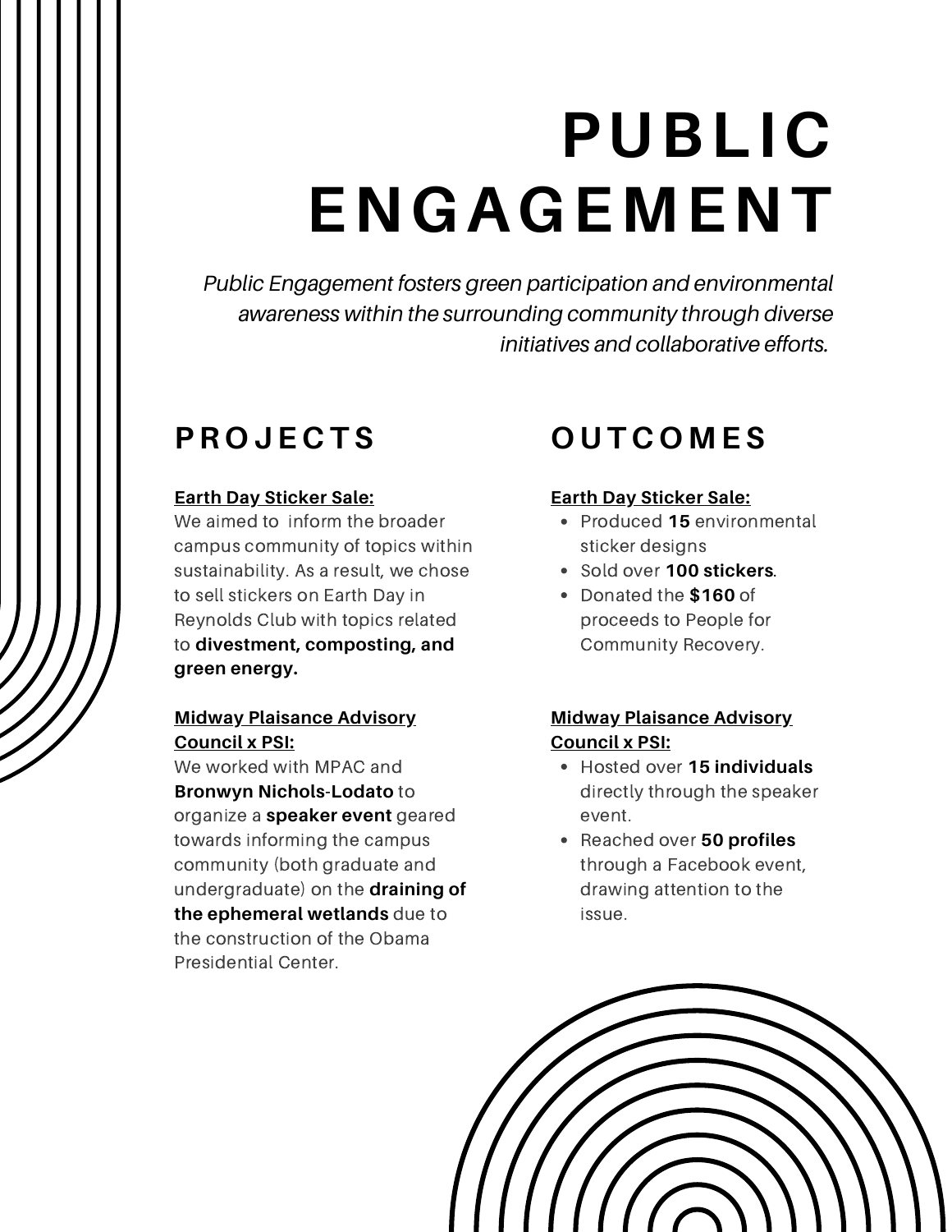# PUBLIC ENGAGEMENT

*Public Engagement fosters green participation and environmental awareness within the surrounding community through diverse initiatives and collaborative efforts.*

## PROJECTS

**Earth Day Sticker Sale:**

We aimed to inform the broader campus community of topics within sustainability. As a result, we chose to sell stickers on Earth Day in Reynolds Club with topics related to **divestment, composting, and green energy.**

**Midway Plaisance Advisory Council x PSI:**

We worked with MPAC and **Bronwyn Nichols-Lodato** to organize a **speaker event** geared towards informing the campus community (both graduate and undergraduate) on the **draining of the ephemeral wetlands** due to the construction of the Obama Presidential Center.

## OUTCOMES

**Earth Day Sticker Sale:**

- Produced **15** environmental sticker designs
- Sold over **100 stickers**.
- Donated the **$160** of proceeds to People for Community Recovery.

**Midway Plaisance Advisory Council x PSI:**

- Hosted over **15 individuals** directly through the speaker event.
- Reached over **50 profiles** through a Facebook event, drawing attention to the issue.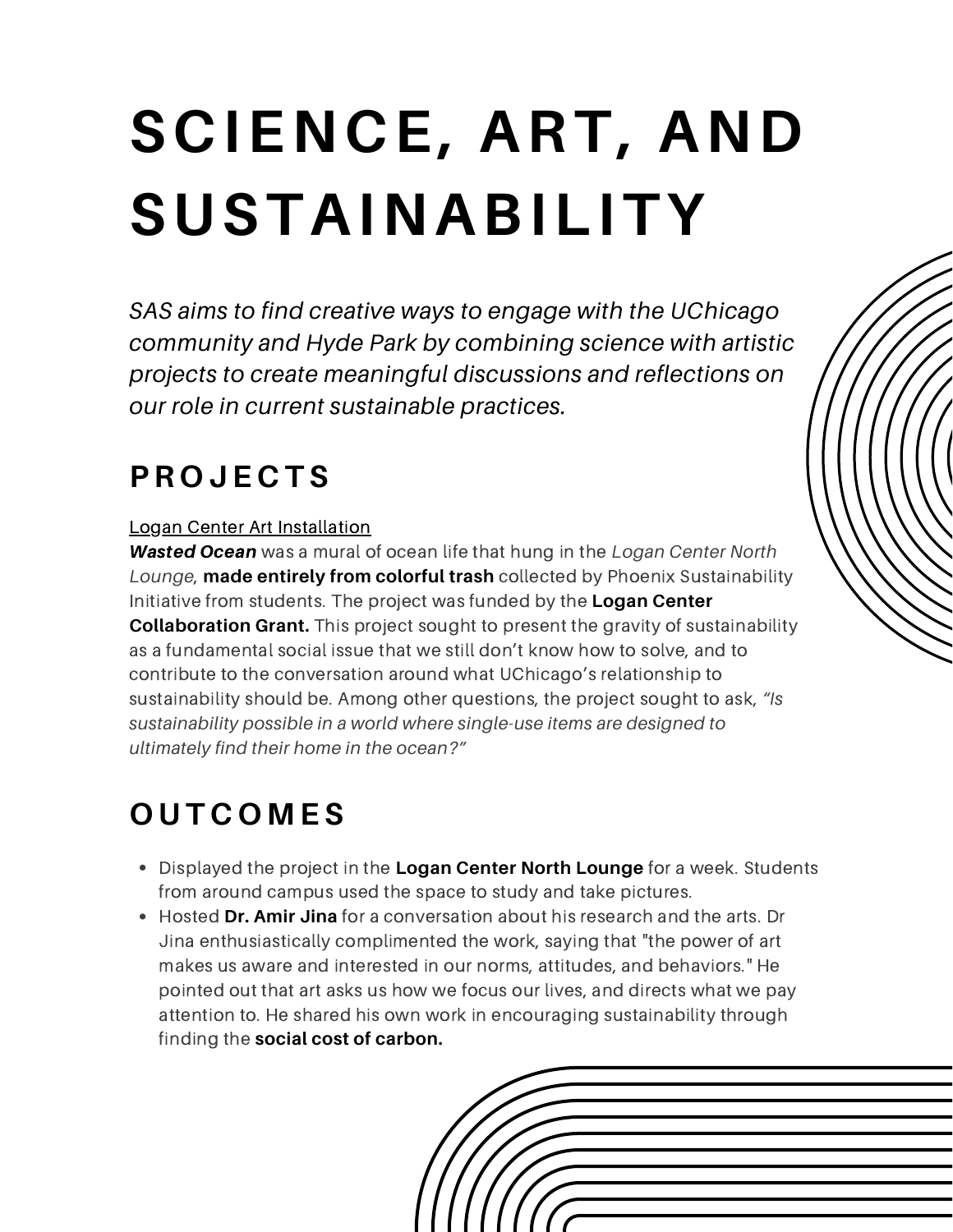# SCIENCE, ART, AND SUSTAINABILITY

*SAS aims to find creative ways to engage with the UChicago community and Hyde Park by combining science with artistic projects to create meaningful discussions and reflections on our role in current sustainable practices.*

## PROJECTS

Logan Center Art Installation

***Wasted Ocean*** was a mural of ocean life that hung in the *Logan Center North Lounge*, **made entirely from colorful trash** collected by Phoenix Sustainability Initiative from students. The project was funded by the **Logan Center Collaboration Grant.** This project sought to present the gravity of sustainability as a fundamental social issue that we still don't know how to solve, and to contribute to the conversation around what UChicago's relationship to sustainability should be. Among other questions, the project sought to ask, *"Is sustainability possible in a world where single-use items are designed to ultimately find their home in the ocean?"*

## OUTCOMES

- Displayed the project in the **Logan Center North Lounge** for a week. Students from around campus used the space to study and take pictures.
- Hosted **Dr. Amir Jina** for a conversation about his research and the arts. Dr Jina enthusiastically complimented the work, saying that "the power of art makes us aware and interested in our norms, attitudes, and behaviors." He pointed out that art asks us how we focus our lives, and directs what we pay attention to. He shared his own work in encouraging sustainability through finding the **social cost of carbon.**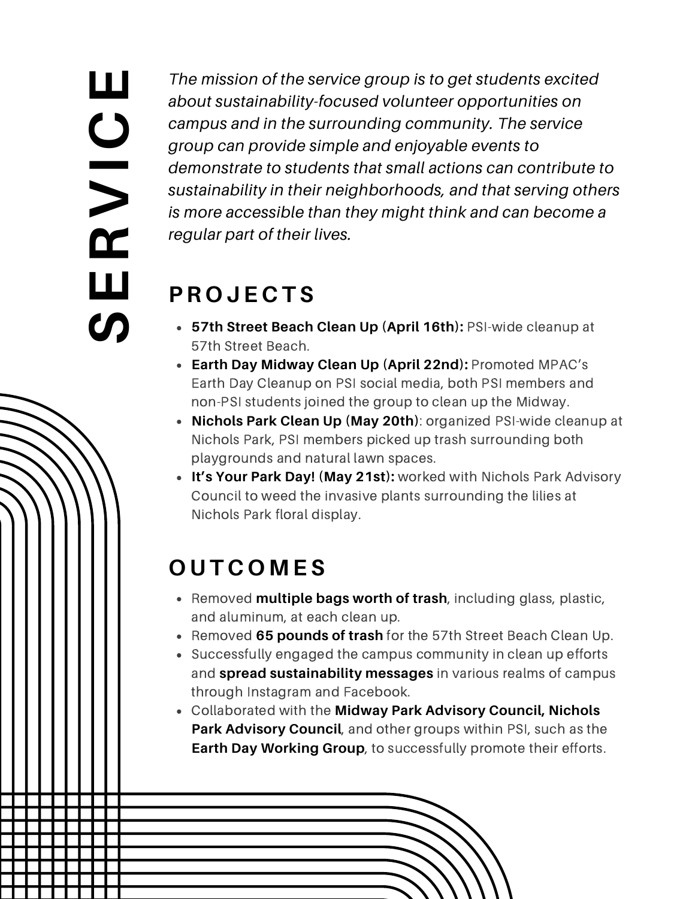# SERVICE

*The mission of the service group is to get students excited about sustainability-focused volunteer opportunities on campus and in the surrounding community. The service group can provide simple and enjoyable events to demonstrate to students that small actions can contribute to sustainability in their neighborhoods, and that serving others is more accessible than they might think and can become a regular part of their lives.*

## PROJECTS

- **57th Street Beach Clean Up (April 16th):** PSI-wide cleanup at 57th Street Beach.
- **Earth Day Midway Clean Up (April 22nd):** Promoted MPAC's Earth Day Cleanup on PSI social media, both PSI members and non-PSI students joined the group to clean up the Midway.
- **Nichols Park Clean Up (May 20th)**: organized PSI-wide cleanup at Nichols Park, PSI members picked up trash surrounding both playgrounds and natural lawn spaces.
- **It's Your Park Day! (May 21st):** worked with Nichols Park Advisory Council to weed the invasive plants surrounding the lilies at Nichols Park floral display.

## OUTCOMES

- Removed **multiple bags worth of trash**, including glass, plastic, and aluminum, at each clean up.
- Removed **65 pounds of trash** for the 57th Street Beach Clean Up.
- Successfully engaged the campus community in clean up efforts and **spread sustainability messages** in various realms of campus through Instagram and Facebook.
- Collaborated with the **Midway Park Advisory Council, Nichols Park Advisory Council**, and other groups within PSI, such as the **Earth Day Working Group**, to successfully promote their efforts.